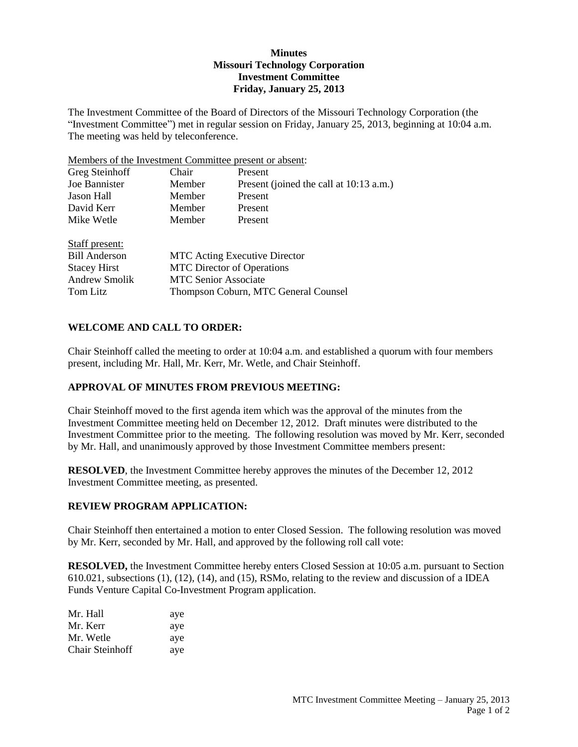**Minutes**
**Missouri Technology Corporation**
**Investment Committee**
**Friday, January 25, 2013**

The Investment Committee of the Board of Directors of the Missouri Technology Corporation (the "Investment Committee") met in regular session on Friday, January 25, 2013, beginning at 10:04 a.m. The meeting was held by teleconference.

Members of the Investment Committee present or absent:

| | | |
|---|---|---|
| Greg Steinhoff | Chair | Present |
| Joe Bannister | Member | Present (joined the call at 10:13 a.m.) |
| Jason Hall | Member | Present |
| David Kerr | Member | Present |
| Mike Wetle | Member | Present |

Staff present:

| | |
|---|---|
| Bill Anderson | MTC Acting Executive Director |
| Stacey Hirst | MTC Director of Operations |
| Andrew Smolik | MTC Senior Associate |
| Tom Litz | Thompson Coburn, MTC General Counsel |

## WELCOME AND CALL TO ORDER:

Chair Steinhoff called the meeting to order at 10:04 a.m. and established a quorum with four members present, including Mr. Hall, Mr. Kerr, Mr. Wetle, and Chair Steinhoff.

## APPROVAL OF MINUTES FROM PREVIOUS MEETING:

Chair Steinhoff moved to the first agenda item which was the approval of the minutes from the Investment Committee meeting held on December 12, 2012. Draft minutes were distributed to the Investment Committee prior to the meeting. The following resolution was moved by Mr. Kerr, seconded by Mr. Hall, and unanimously approved by those Investment Committee members present:

**RESOLVED**, the Investment Committee hereby approves the minutes of the December 12, 2012 Investment Committee meeting, as presented.

## REVIEW PROGRAM APPLICATION:

Chair Steinhoff then entertained a motion to enter Closed Session. The following resolution was moved by Mr. Kerr, seconded by Mr. Hall, and approved by the following roll call vote:

**RESOLVED,** the Investment Committee hereby enters Closed Session at 10:05 a.m. pursuant to Section 610.021, subsections (1), (12), (14), and (15), RSMo, relating to the review and discussion of a IDEA Funds Venture Capital Co-Investment Program application.

| | |
|---|---|
| Mr. Hall | aye |
| Mr. Kerr | aye |
| Mr. Wetle | aye |
| Chair Steinhoff | aye |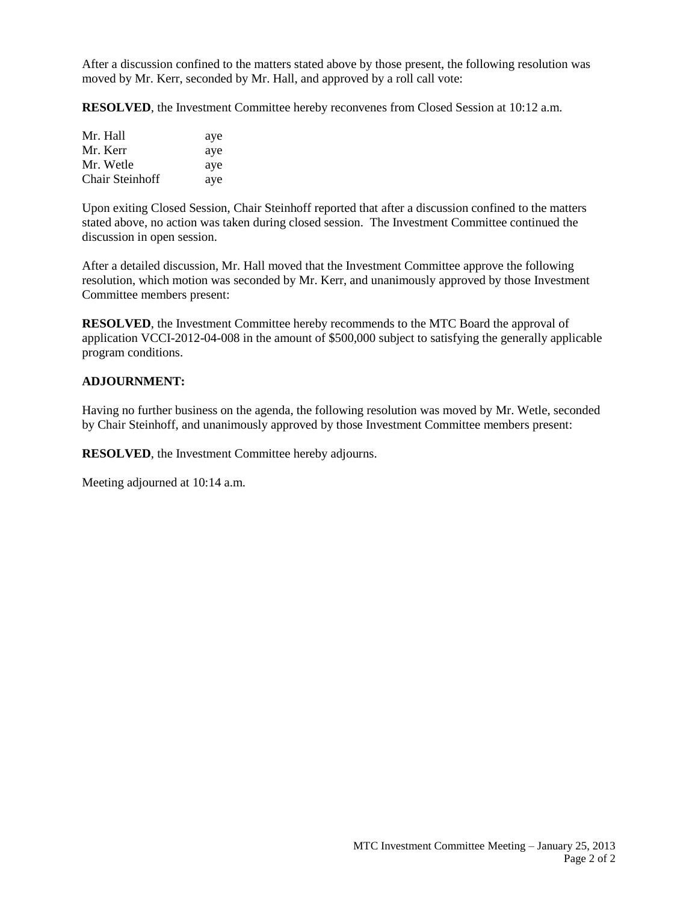After a discussion confined to the matters stated above by those present, the following resolution was moved by Mr. Kerr, seconded by Mr. Hall, and approved by a roll call vote:

**RESOLVED**, the Investment Committee hereby reconvenes from Closed Session at 10:12 a.m.

| | |
|---|---|
| Mr. Hall | aye |
| Mr. Kerr | aye |
| Mr. Wetle | aye |
| Chair Steinhoff | aye |

Upon exiting Closed Session, Chair Steinhoff reported that after a discussion confined to the matters stated above, no action was taken during closed session. The Investment Committee continued the discussion in open session.

After a detailed discussion, Mr. Hall moved that the Investment Committee approve the following resolution, which motion was seconded by Mr. Kerr, and unanimously approved by those Investment Committee members present:

**RESOLVED**, the Investment Committee hereby recommends to the MTC Board the approval of application VCCI-2012-04-008 in the amount of $500,000 subject to satisfying the generally applicable program conditions.

**ADJOURNMENT:**

Having no further business on the agenda, the following resolution was moved by Mr. Wetle, seconded by Chair Steinhoff, and unanimously approved by those Investment Committee members present:

**RESOLVED**, the Investment Committee hereby adjourns.

Meeting adjourned at 10:14 a.m.